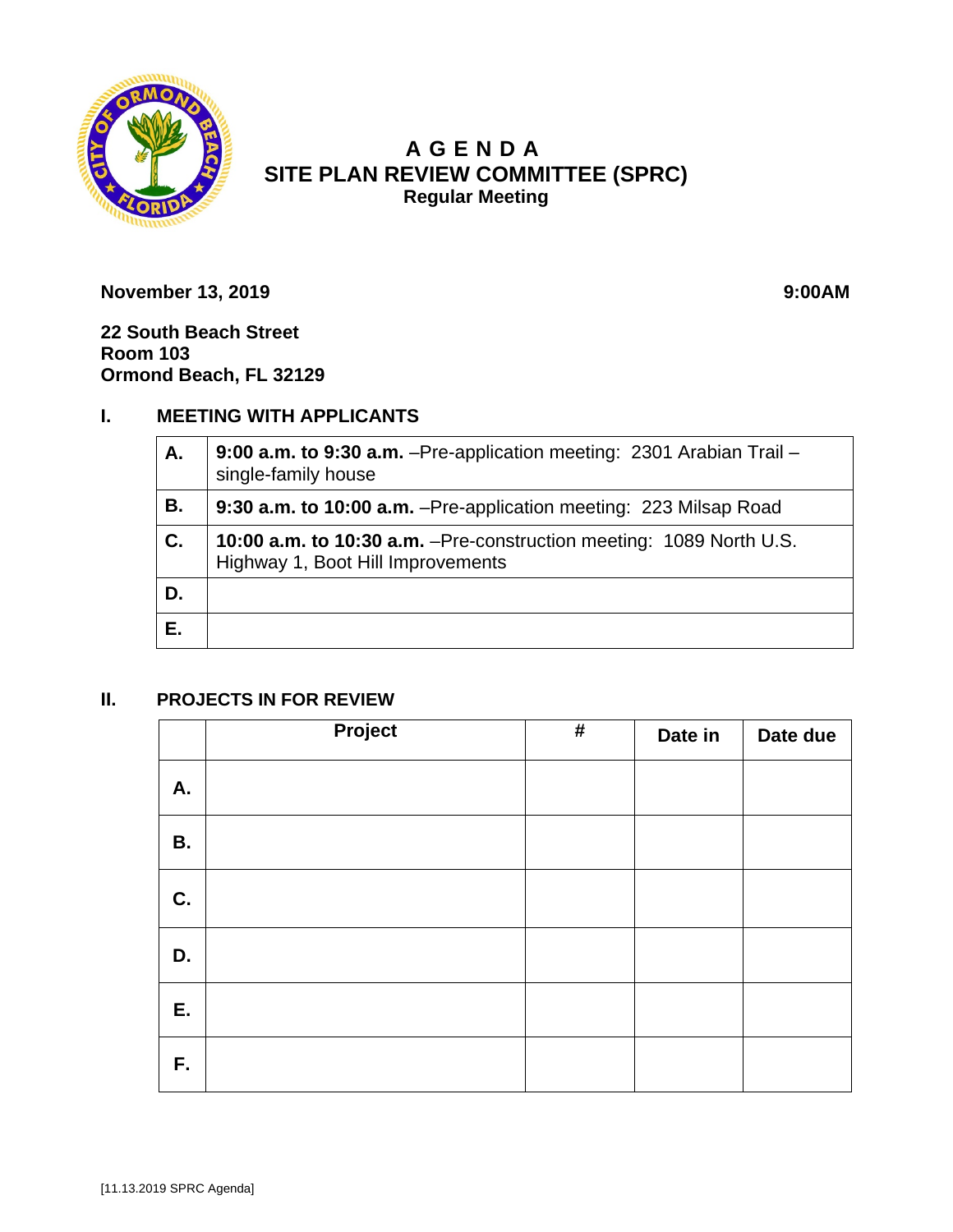# A G E N D A
## SITE PLAN REVIEW COMMITTEE (SPRC)
### Regular Meeting

**November 13, 2019** **9:00AM**

**22 South Beach Street**
**Room 103**
**Ormond Beach, FL 32129**

## I. MEETING WITH APPLICANTS

| | |
|---|---|
| **A.** | **9:00 a.m. to 9:30 a.m.** –Pre-application meeting: 2301 Arabian Trail – single-family house |
| **B.** | **9:30 a.m. to 10:00 a.m.** –Pre-application meeting: 223 Milsap Road |
| **C.** | **10:00 a.m. to 10:30 a.m.** –Pre-construction meeting: 1089 North U.S. Highway 1, Boot Hill Improvements |
| **D.** | |
| **E.** | |

## II. PROJECTS IN FOR REVIEW

| | Project | # | Date in | Date due |
|---|---|---|---|---|
| **A.** | | | | |
| **B.** | | | | |
| **C.** | | | | |
| **D.** | | | | |
| **E.** | | | | |
| **F.** | | | | |

[11.13.2019 SPRC Agenda]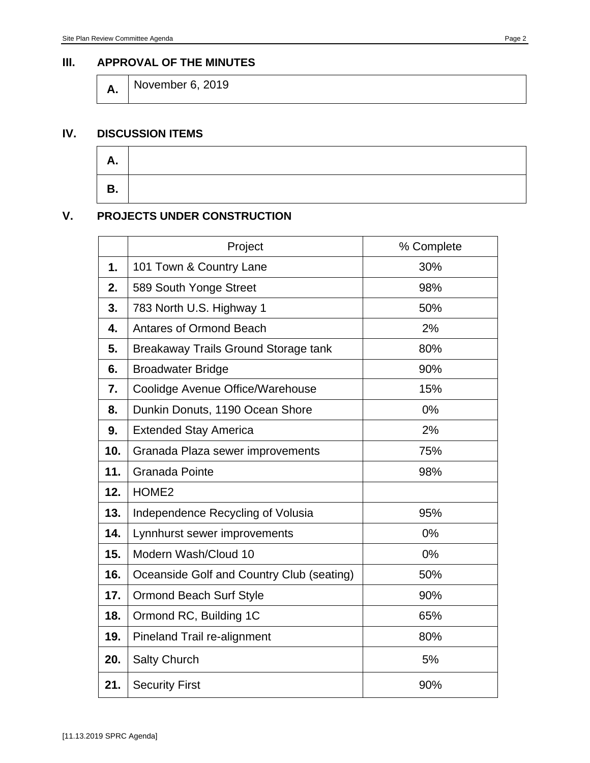## III. APPROVAL OF THE MINUTES

| | |
|---|---|
| **A.** | November 6, 2019 |

## IV. DISCUSSION ITEMS

| | |
|---|---|
| **A.** | |
| **B.** | |

## V. PROJECTS UNDER CONSTRUCTION

| | Project | % Complete |
|---|---|---|
| **1.** | 101 Town & Country Lane | 30% |
| **2.** | 589 South Yonge Street | 98% |
| **3.** | 783 North U.S. Highway 1 | 50% |
| **4.** | Antares of Ormond Beach | 2% |
| **5.** | Breakaway Trails Ground Storage tank | 80% |
| **6.** | Broadwater Bridge | 90% |
| **7.** | Coolidge Avenue Office/Warehouse | 15% |
| **8.** | Dunkin Donuts, 1190 Ocean Shore | 0% |
| **9.** | Extended Stay America | 2% |
| **10.** | Granada Plaza sewer improvements | 75% |
| **11.** | Granada Pointe | 98% |
| **12.** | HOME2 | |
| **13.** | Independence Recycling of Volusia | 95% |
| **14.** | Lynnhurst sewer improvements | 0% |
| **15.** | Modern Wash/Cloud 10 | 0% |
| **16.** | Oceanside Golf and Country Club (seating) | 50% |
| **17.** | Ormond Beach Surf Style | 90% |
| **18.** | Ormond RC, Building 1C | 65% |
| **19.** | Pineland Trail re-alignment | 80% |
| **20.** | Salty Church | 5% |
| **21.** | Security First | 90% |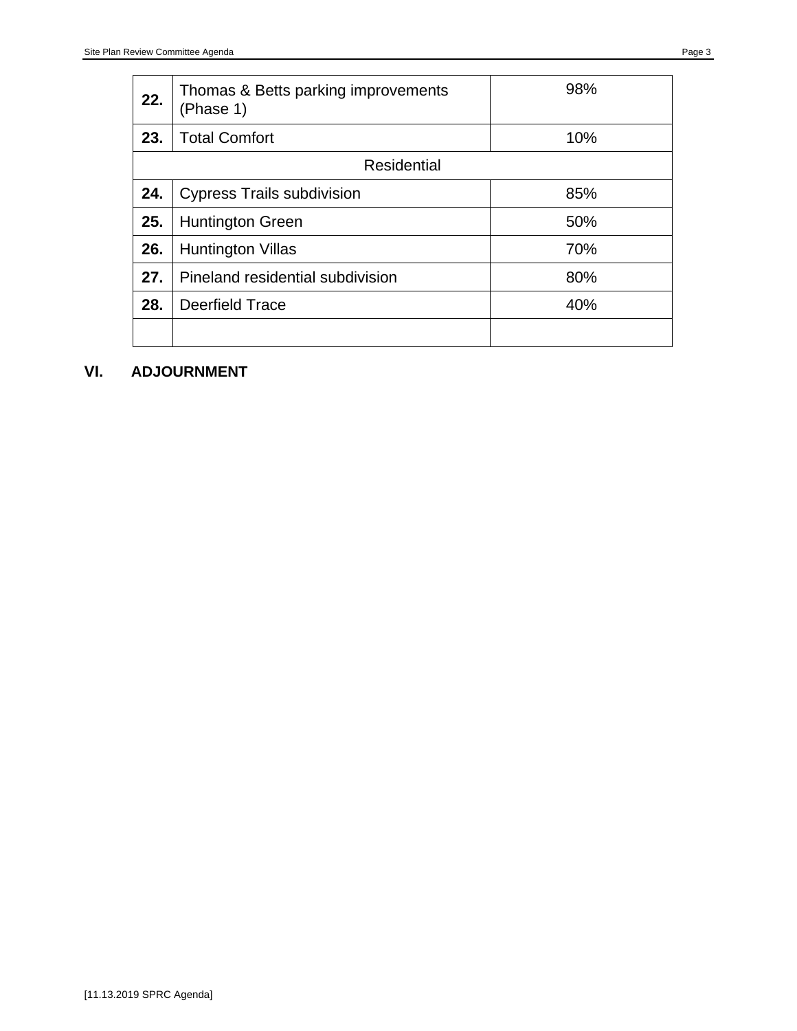| | | |
|---|---|---|
| **22.** | Thomas & Betts parking improvements (Phase 1) | 98% |
| **23.** | Total Comfort | 10% |
| | Residential | |
| **24.** | Cypress Trails subdivision | 85% |
| **25.** | Huntington Green | 50% |
| **26.** | Huntington Villas | 70% |
| **27.** | Pineland residential subdivision | 80% |
| **28.** | Deerfield Trace | 40% |
| | | |

## VI. ADJOURNMENT